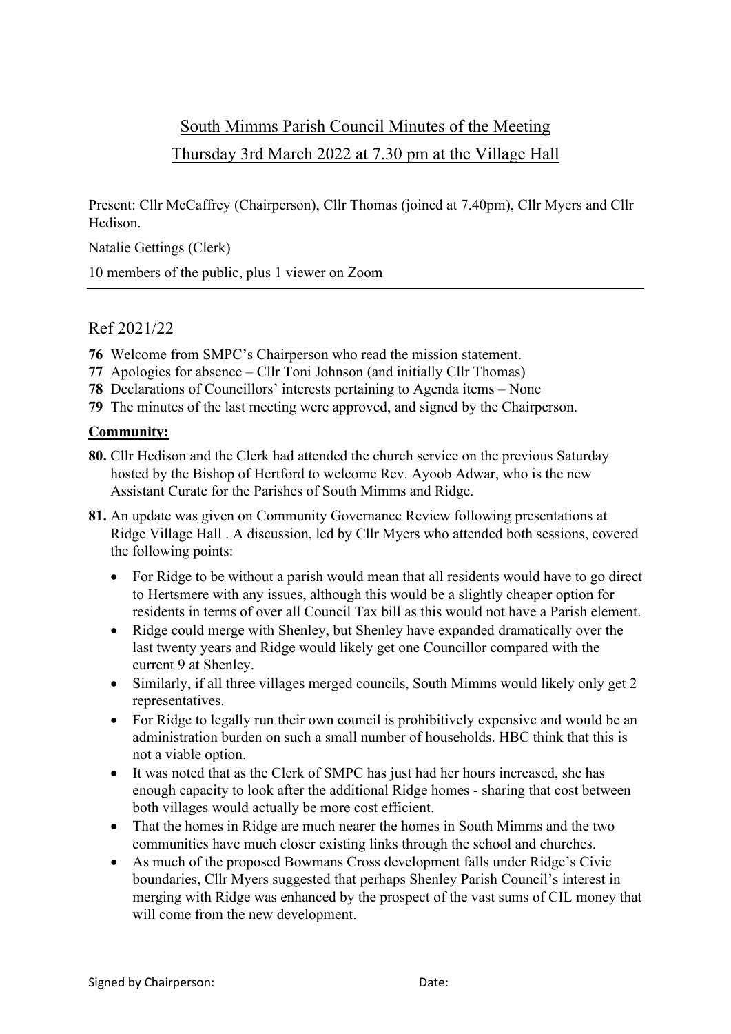# South Mimms Parish Council Minutes of the Meeting

## Thursday 3rd March 2022 at 7.30 pm at the Village Hall

Present: Cllr McCaffrey (Chairperson), Cllr Thomas (joined at 7.40pm), Cllr Myers and Cllr Hedison.

Natalie Gettings (Clerk)

10 members of the public, plus 1 viewer on Zoom

---

## Ref 2021/22

**76** Welcome from SMPC's Chairperson who read the mission statement.

**77** Apologies for absence – Cllr Toni Johnson (and initially Cllr Thomas)

**78** Declarations of Councillors' interests pertaining to Agenda items – None

**79** The minutes of the last meeting were approved, and signed by the Chairperson.

**Community:**

**80.** Cllr Hedison and the Clerk had attended the church service on the previous Saturday hosted by the Bishop of Hertford to welcome Rev. Ayoob Adwar, who is the new Assistant Curate for the Parishes of South Mimms and Ridge.

**81.** An update was given on Community Governance Review following presentations at Ridge Village Hall . A discussion, led by Cllr Myers who attended both sessions, covered the following points:

- For Ridge to be without a parish would mean that all residents would have to go direct to Hertsmere with any issues, although this would be a slightly cheaper option for residents in terms of over all Council Tax bill as this would not have a Parish element.
- Ridge could merge with Shenley, but Shenley have expanded dramatically over the last twenty years and Ridge would likely get one Councillor compared with the current 9 at Shenley.
- Similarly, if all three villages merged councils, South Mimms would likely only get 2 representatives.
- For Ridge to legally run their own council is prohibitively expensive and would be an administration burden on such a small number of households. HBC think that this is not a viable option.
- It was noted that as the Clerk of SMPC has just had her hours increased, she has enough capacity to look after the additional Ridge homes - sharing that cost between both villages would actually be more cost efficient.
- That the homes in Ridge are much nearer the homes in South Mimms and the two communities have much closer existing links through the school and churches.
- As much of the proposed Bowmans Cross development falls under Ridge's Civic boundaries, Cllr Myers suggested that perhaps Shenley Parish Council's interest in merging with Ridge was enhanced by the prospect of the vast sums of CIL money that will come from the new development.

Signed by Chairperson: Date: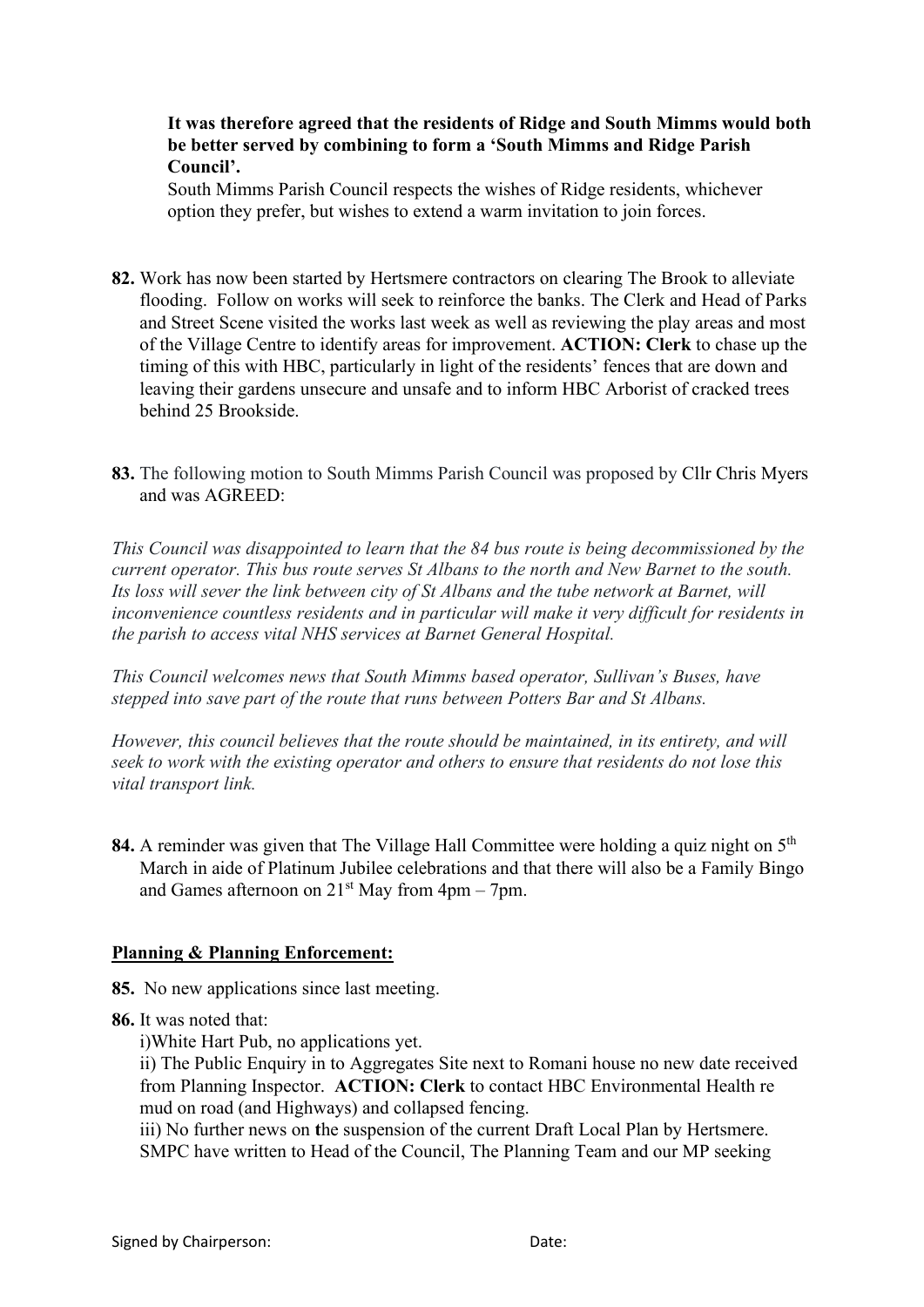**It was therefore agreed that the residents of Ridge and South Mimms would both be better served by combining to form a 'South Mimms and Ridge Parish Council'.**

South Mimms Parish Council respects the wishes of Ridge residents, whichever option they prefer, but wishes to extend a warm invitation to join forces.

**82.** Work has now been started by Hertsmere contractors on clearing The Brook to alleviate flooding. Follow on works will seek to reinforce the banks. The Clerk and Head of Parks and Street Scene visited the works last week as well as reviewing the play areas and most of the Village Centre to identify areas for improvement. **ACTION: Clerk** to chase up the timing of this with HBC, particularly in light of the residents' fences that are down and leaving their gardens unsecure and unsafe and to inform HBC Arborist of cracked trees behind 25 Brookside.

**83.** The following motion to South Mimms Parish Council was proposed by Cllr Chris Myers and was AGREED:

*This Council was disappointed to learn that the 84 bus route is being decommissioned by the current operator. This bus route serves St Albans to the north and New Barnet to the south. Its loss will sever the link between city of St Albans and the tube network at Barnet, will inconvenience countless residents and in particular will make it very difficult for residents in the parish to access vital NHS services at Barnet General Hospital.*

*This Council welcomes news that South Mimms based operator, Sullivan's Buses, have stepped into save part of the route that runs between Potters Bar and St Albans.*

*However, this council believes that the route should be maintained, in its entirety, and will seek to work with the existing operator and others to ensure that residents do not lose this vital transport link.*

**84.** A reminder was given that The Village Hall Committee were holding a quiz night on 5th March in aide of Platinum Jubilee celebrations and that there will also be a Family Bingo and Games afternoon on 21st May from 4pm – 7pm.

**Planning & Planning Enforcement:**

**85.** No new applications since last meeting.

**86.** It was noted that:

i)White Hart Pub, no applications yet.

ii) The Public Enquiry in to Aggregates Site next to Romani house no new date received from Planning Inspector. **ACTION: Clerk** to contact HBC Environmental Health re mud on road (and Highways) and collapsed fencing.

iii) No further news on the suspension of the current Draft Local Plan by Hertsmere. SMPC have written to Head of the Council, The Planning Team and our MP seeking

Signed by Chairperson: Date: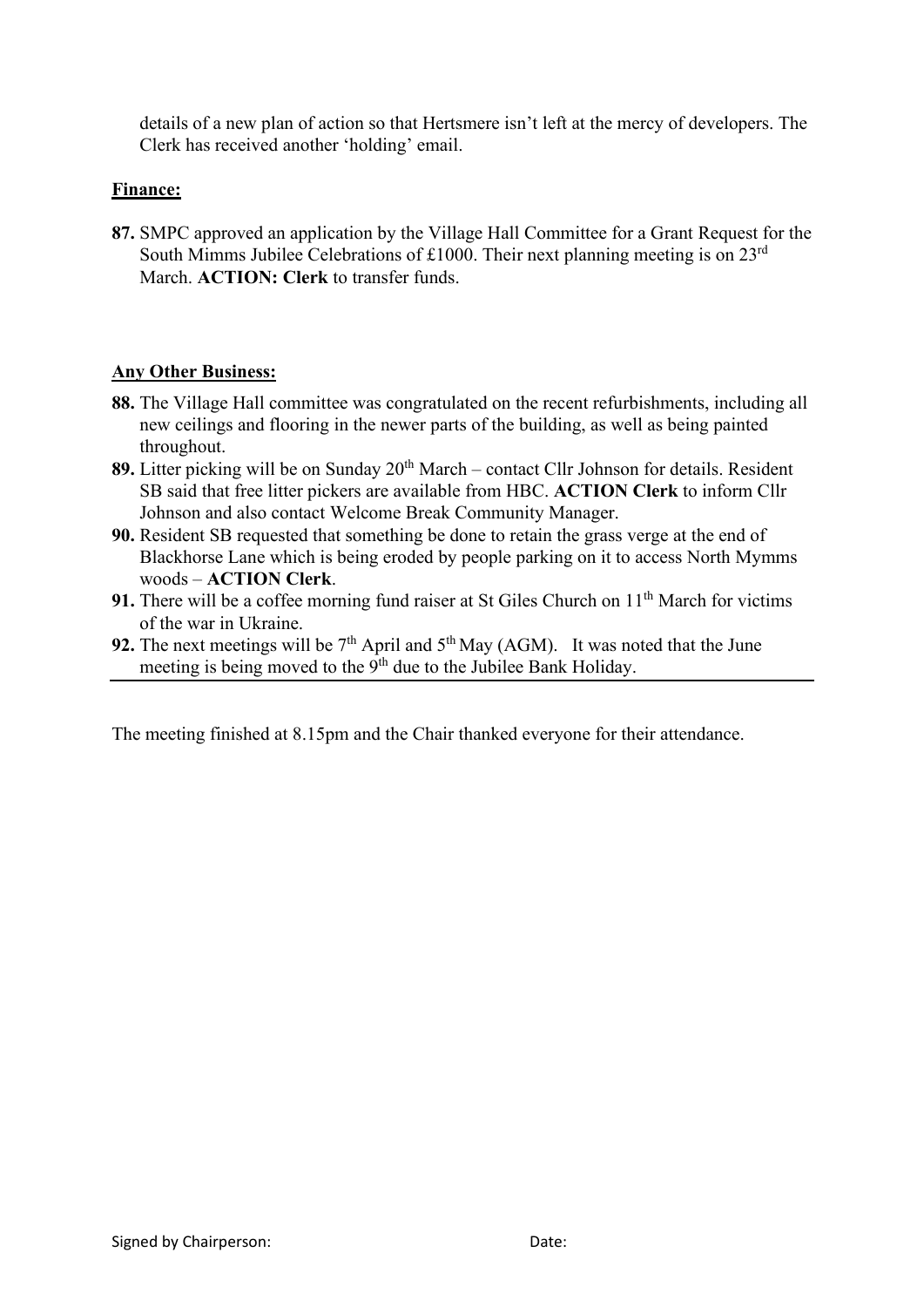details of a new plan of action so that Hertsmere isn't left at the mercy of developers. The Clerk has received another 'holding' email.

**Finance:**

**87.** SMPC approved an application by the Village Hall Committee for a Grant Request for the South Mimms Jubilee Celebrations of £1000. Their next planning meeting is on 23rd March. **ACTION: Clerk** to transfer funds.

**Any Other Business:**

**88.** The Village Hall committee was congratulated on the recent refurbishments, including all new ceilings and flooring in the newer parts of the building, as well as being painted throughout.

**89.** Litter picking will be on Sunday 20th March – contact Cllr Johnson for details. Resident SB said that free litter pickers are available from HBC. **ACTION Clerk** to inform Cllr Johnson and also contact Welcome Break Community Manager.

**90.** Resident SB requested that something be done to retain the grass verge at the end of Blackhorse Lane which is being eroded by people parking on it to access North Mymms woods – **ACTION Clerk**.

**91.** There will be a coffee morning fund raiser at St Giles Church on 11th March for victims of the war in Ukraine.

**92.** The next meetings will be 7th April and 5th May (AGM). It was noted that the June meeting is being moved to the 9th due to the Jubilee Bank Holiday.

---

The meeting finished at 8.15pm and the Chair thanked everyone for their attendance.

Signed by Chairperson: Date: